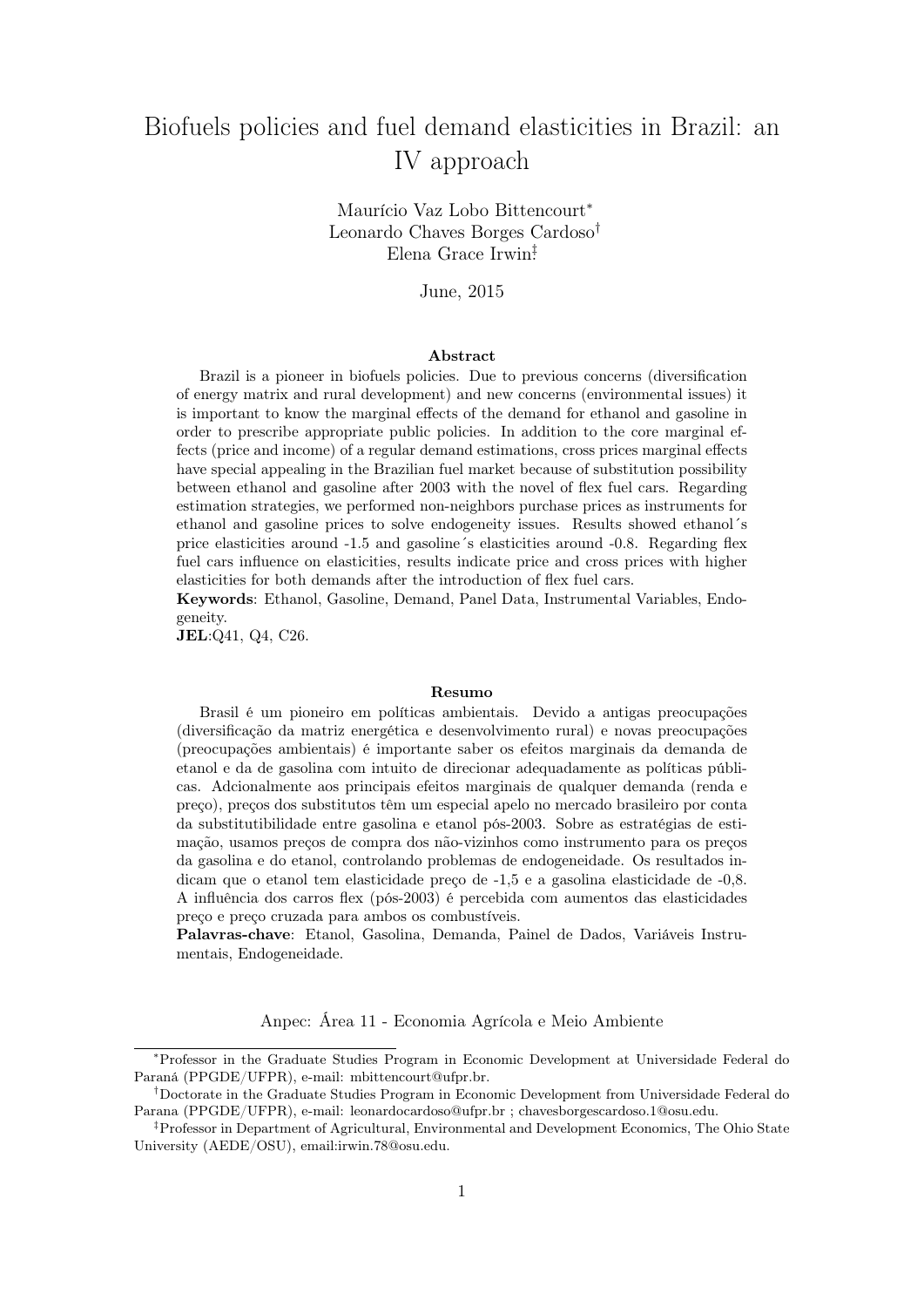# Biofuels policies and fuel demand elasticities in Brazil: an IV approach

Maurício Vaz Lobo Bittencourt[*]
Leonardo Chaves Borges Cardoso[†]
Elena Grace Irwin[‡]

June, 2015

## Abstract

Brazil is a pioneer in biofuels policies. Due to previous concerns (diversification of energy matrix and rural development) and new concerns (environmental issues) it is important to know the marginal effects of the demand for ethanol and gasoline in order to prescribe appropriate public policies. In addition to the core marginal effects (price and income) of a regular demand estimations, cross prices marginal effects have special appealing in the Brazilian fuel market because of substitution possibility between ethanol and gasoline after 2003 with the novel of flex fuel cars. Regarding estimation strategies, we performed non-neighbors purchase prices as instruments for ethanol and gasoline prices to solve endogeneity issues. Results showed ethanol´s price elasticities around -1.5 and gasoline´s elasticities around -0.8. Regarding flex fuel cars influence on elasticities, results indicate price and cross prices with higher elasticities for both demands after the introduction of flex fuel cars.

**Keywords**: Ethanol, Gasoline, Demand, Panel Data, Instrumental Variables, Endogeneity.

**JEL**:Q41, Q4, C26.

## Resumo

Brasil é um pioneiro em políticas ambientais. Devido a antigas preocupações (diversificação da matriz energética e desenvolvimento rural) e novas preocupações (preocupações ambientais) é importante saber os efeitos marginais da demanda de etanol e da de gasolina com intuito de direcionar adequadamente as políticas públicas. Adcionalmente aos principais efeitos marginais de qualquer demanda (renda e preço), preços dos substitutos têm um especial apelo no mercado brasileiro por conta da substitutibilidade entre gasolina e etanol pós-2003. Sobre as estratégias de estimação, usamos preços de compra dos não-vizinhos como instrumento para os preços da gasolina e do etanol, controlando problemas de endogeneidade. Os resultados indicam que o etanol tem elasticidade preço de -1,5 e a gasolina elasticidade de -0,8. A influência dos carros flex (pós-2003) é percebida com aumentos das elasticidades preço e preço cruzada para ambos os combustíveis.

**Palavras-chave**: Etanol, Gasolina, Demanda, Painel de Dados, Variáveis Instrumentais, Endogeneidade.

Anpec: Área 11 - Economia Agrícola e Meio Ambiente

---

[*] Professor in the Graduate Studies Program in Economic Development at Universidade Federal do Paraná (PPGDE/UFPR), e-mail: mbittencourt@ufpr.br.

[†] Doctorate in the Graduate Studies Program in Economic Development from Universidade Federal do Parana (PPGDE/UFPR), e-mail: leonardocardoso@ufpr.br ; chavesborgescardoso.1@osu.edu.

[‡] Professor in Department of Agricultural, Environmental and Development Economics, The Ohio State University (AEDE/OSU), email:irwin.78@osu.edu.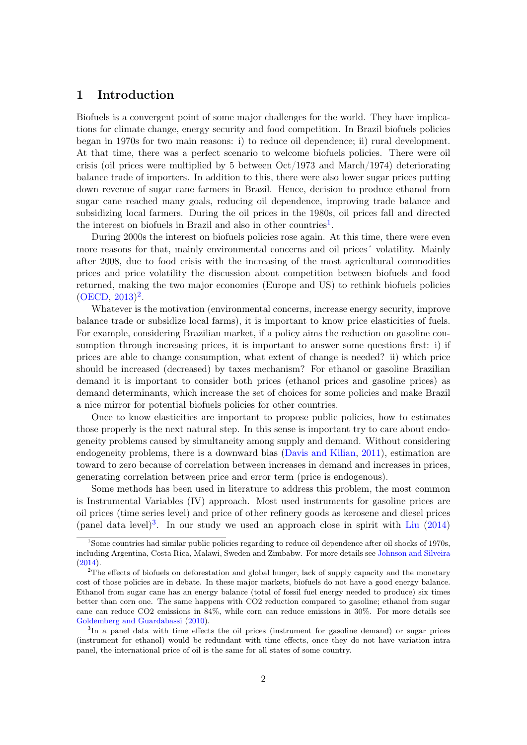# 1 Introduction

Biofuels is a convergent point of some major challenges for the world. They have implications for climate change, energy security and food competition. In Brazil biofuels policies began in 1970s for two main reasons: i) to reduce oil dependence; ii) rural development. At that time, there was a perfect scenario to welcome biofuels policies. There were oil crisis (oil prices were multiplied by 5 between Oct/1973 and March/1974) deteriorating balance trade of importers. In addition to this, there were also lower sugar prices putting down revenue of sugar cane farmers in Brazil. Hence, decision to produce ethanol from sugar cane reached many goals, reducing oil dependence, improving trade balance and subsidizing local farmers. During the oil prices in the 1980s, oil prices fall and directed the interest on biofuels in Brazil and also in other countries[1].

During 2000s the interest on biofuels policies rose again. At this time, there were even more reasons for that, mainly environmental concerns and oil prices´ volatility. Mainly after 2008, due to food crisis with the increasing of the most agricultural commodities prices and price volatility the discussion about competition between biofuels and food returned, making the two major economies (Europe and US) to rethink biofuels policies (OECD, 2013)[2].

Whatever is the motivation (environmental concerns, increase energy security, improve balance trade or subsidize local farms), it is important to know price elasticities of fuels. For example, considering Brazilian market, if a policy aims the reduction on gasoline consumption through increasing prices, it is important to answer some questions first: i) if prices are able to change consumption, what extent of change is needed? ii) which price should be increased (decreased) by taxes mechanism? For ethanol or gasoline Brazilian demand it is important to consider both prices (ethanol prices and gasoline prices) as demand determinants, which increase the set of choices for some policies and make Brazil a nice mirror for potential biofuels policies for other countries.

Once to know elasticities are important to propose public policies, how to estimates those properly is the next natural step. In this sense is important try to care about endogeneity problems caused by simultaneity among supply and demand. Without considering endogeneity problems, there is a downward bias (Davis and Kilian, 2011), estimation are toward to zero because of correlation between increases in demand and increases in prices, generating correlation between price and error term (price is endogenous).

Some methods has been used in literature to address this problem, the most common is Instrumental Variables (IV) approach. Most used instruments for gasoline prices are oil prices (time series level) and price of other refinery goods as kerosene and diesel prices (panel data level)[3]. In our study we used an approach close in spirit with Liu (2014)

[1] Some countries had similar public policies regarding to reduce oil dependence after oil shocks of 1970s, including Argentina, Costa Rica, Malawi, Sweden and Zimbabw. For more details see Johnson and Silveira (2014).

[2] The effects of biofuels on deforestation and global hunger, lack of supply capacity and the monetary cost of those policies are in debate. In these major markets, biofuels do not have a good energy balance. Ethanol from sugar cane has an energy balance (total of fossil fuel energy needed to produce) six times better than corn one. The same happens with CO2 reduction compared to gasoline; ethanol from sugar cane can reduce CO2 emissions in 84%, while corn can reduce emissions in 30%. For more details see Goldemberg and Guardabassi (2010).

[3] In a panel data with time effects the oil prices (instrument for gasoline demand) or sugar prices (instrument for ethanol) would be redundant with time effects, once they do not have variation intra panel, the international price of oil is the same for all states of some country.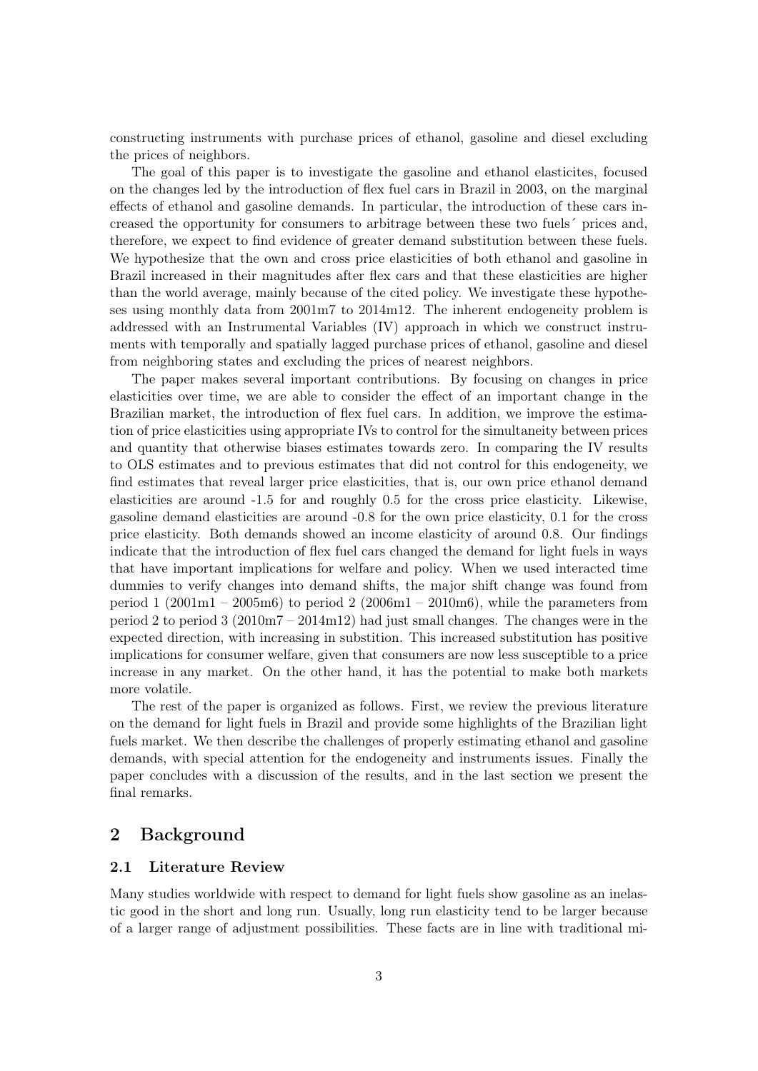constructing instruments with purchase prices of ethanol, gasoline and diesel excluding the prices of neighbors.

The goal of this paper is to investigate the gasoline and ethanol elasticites, focused on the changes led by the introduction of flex fuel cars in Brazil in 2003, on the marginal effects of ethanol and gasoline demands. In particular, the introduction of these cars increased the opportunity for consumers to arbitrage between these two fuels´ prices and, therefore, we expect to find evidence of greater demand substitution between these fuels. We hypothesize that the own and cross price elasticities of both ethanol and gasoline in Brazil increased in their magnitudes after flex cars and that these elasticities are higher than the world average, mainly because of the cited policy. We investigate these hypotheses using monthly data from 2001m7 to 2014m12. The inherent endogeneity problem is addressed with an Instrumental Variables (IV) approach in which we construct instruments with temporally and spatially lagged purchase prices of ethanol, gasoline and diesel from neighboring states and excluding the prices of nearest neighbors.

The paper makes several important contributions. By focusing on changes in price elasticities over time, we are able to consider the effect of an important change in the Brazilian market, the introduction of flex fuel cars. In addition, we improve the estimation of price elasticities using appropriate IVs to control for the simultaneity between prices and quantity that otherwise biases estimates towards zero. In comparing the IV results to OLS estimates and to previous estimates that did not control for this endogeneity, we find estimates that reveal larger price elasticities, that is, our own price ethanol demand elasticities are around -1.5 for and roughly 0.5 for the cross price elasticity. Likewise, gasoline demand elasticities are around -0.8 for the own price elasticity, 0.1 for the cross price elasticity. Both demands showed an income elasticity of around 0.8. Our findings indicate that the introduction of flex fuel cars changed the demand for light fuels in ways that have important implications for welfare and policy. When we used interacted time dummies to verify changes into demand shifts, the major shift change was found from period 1 (2001m1 – 2005m6) to period 2 (2006m1 – 2010m6), while the parameters from period 2 to period 3 (2010m7 – 2014m12) had just small changes. The changes were in the expected direction, with increasing in substition. This increased substitution has positive implications for consumer welfare, given that consumers are now less susceptible to a price increase in any market. On the other hand, it has the potential to make both markets more volatile.

The rest of the paper is organized as follows. First, we review the previous literature on the demand for light fuels in Brazil and provide some highlights of the Brazilian light fuels market. We then describe the challenges of properly estimating ethanol and gasoline demands, with special attention for the endogeneity and instruments issues. Finally the paper concludes with a discussion of the results, and in the last section we present the final remarks.

## 2 Background

### 2.1 Literature Review

Many studies worldwide with respect to demand for light fuels show gasoline as an inelastic good in the short and long run. Usually, long run elasticity tend to be larger because of a larger range of adjustment possibilities. These facts are in line with traditional mi-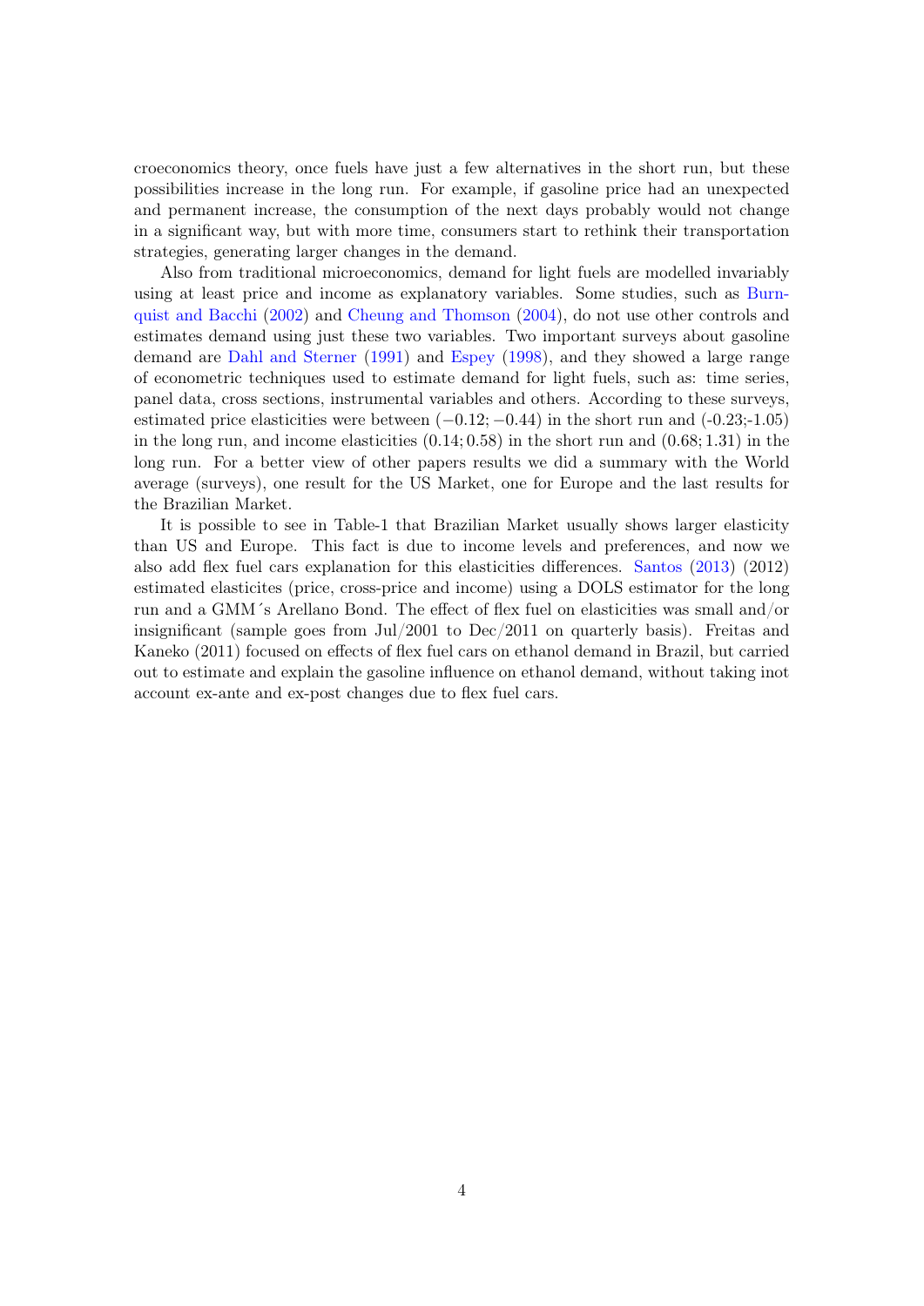croeconomics theory, once fuels have just a few alternatives in the short run, but these possibilities increase in the long run. For example, if gasoline price had an unexpected and permanent increase, the consumption of the next days probably would not change in a significant way, but with more time, consumers start to rethink their transportation strategies, generating larger changes in the demand.

Also from traditional microeconomics, demand for light fuels are modelled invariably using at least price and income as explanatory variables. Some studies, such as Burnquist and Bacchi (2002) and Cheung and Thomson (2004), do not use other controls and estimates demand using just these two variables. Two important surveys about gasoline demand are Dahl and Sterner (1991) and Espey (1998), and they showed a large range of econometric techniques used to estimate demand for light fuels, such as: time series, panel data, cross sections, instrumental variables and others. According to these surveys, estimated price elasticities were between $(-0.12; -0.44)$ in the short run and (-0.23;-1.05) in the long run, and income elasticities $(0.14; 0.58)$ in the short run and $(0.68; 1.31)$ in the long run. For a better view of other papers results we did a summary with the World average (surveys), one result for the US Market, one for Europe and the last results for the Brazilian Market.

It is possible to see in Table-1 that Brazilian Market usually shows larger elasticity than US and Europe. This fact is due to income levels and preferences, and now we also add flex fuel cars explanation for this elasticities differences. Santos (2013) (2012) estimated elasticites (price, cross-price and income) using a DOLS estimator for the long run and a GMM´s Arellano Bond. The effect of flex fuel on elasticities was small and/or insignificant (sample goes from Jul/2001 to Dec/2011 on quarterly basis). Freitas and Kaneko (2011) focused on effects of flex fuel cars on ethanol demand in Brazil, but carried out to estimate and explain the gasoline influence on ethanol demand, without taking inot account ex-ante and ex-post changes due to flex fuel cars.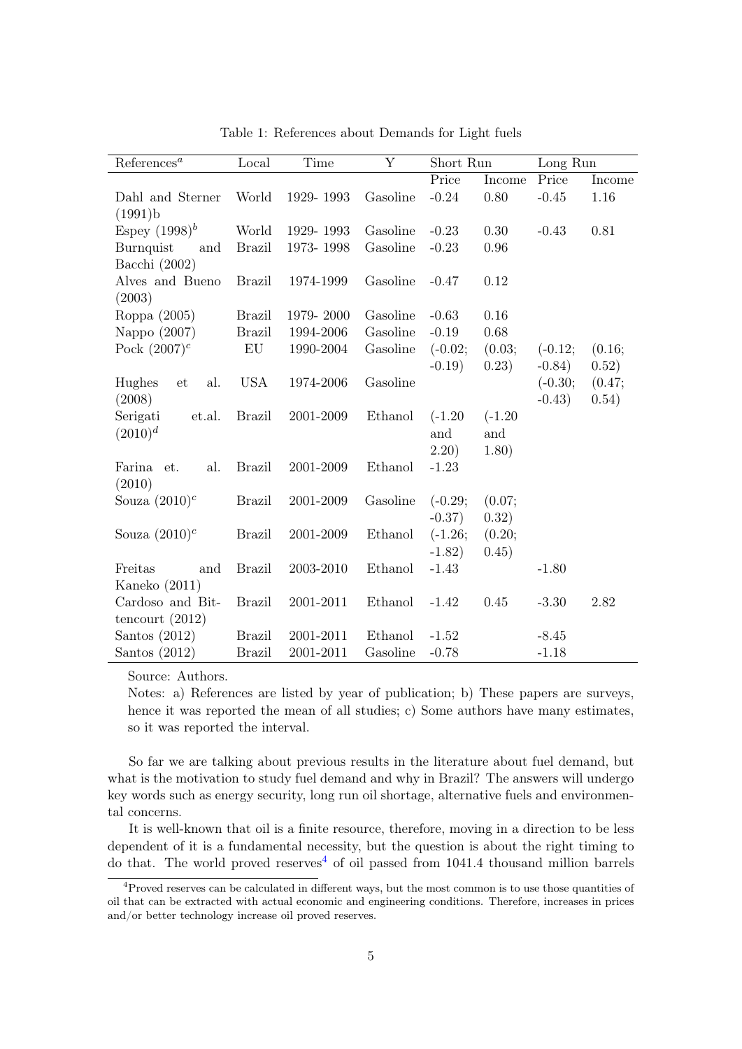Table 1: References about Demands for Light fuels

| References[a] | Local | Time | Y | Short Run | | Long Run | |
|---|---|---|---|---|---|---|---|
| | | | | Price | Income | Price | Income |
| Dahl and Sterner (1991)b | World | 1929- 1993 | Gasoline | -0.24 | 0.80 | -0.45 | 1.16 |
| Espey (1998)[b] | World | 1929- 1993 | Gasoline | -0.23 | 0.30 | -0.43 | 0.81 |
| Burnquist and Bacchi (2002) | Brazil | 1973- 1998 | Gasoline | -0.23 | 0.96 | | |
| Alves and Bueno (2003) | Brazil | 1974-1999 | Gasoline | -0.47 | 0.12 | | |
| Roppa (2005) | Brazil | 1979- 2000 | Gasoline | -0.63 | 0.16 | | |
| Nappo (2007) | Brazil | 1994-2006 | Gasoline | -0.19 | 0.68 | | |
| Pock (2007)[c] | EU | 1990-2004 | Gasoline | (-0.02; -0.19) | (0.03; 0.23) | (-0.12; -0.84) | (0.16; 0.52) |
| Hughes et al. (2008) | USA | 1974-2006 | Gasoline | | | (-0.30; -0.43) | (0.47; 0.54) |
| Serigati et.al. (2010)[d] | Brazil | 2001-2009 | Ethanol | (-1.20 and 2.20) | (-1.20 and 1.80) | | |
| Farina et. al. (2010) | Brazil | 2001-2009 | Ethanol | -1.23 | | | |
| Souza (2010)[c] | Brazil | 2001-2009 | Gasoline | (-0.29; -0.37) | (0.07; 0.32) | | |
| Souza (2010)[c] | Brazil | 2001-2009 | Ethanol | (-1.26; -1.82) | (0.20; 0.45) | | |
| Freitas and Kaneko (2011) | Brazil | 2003-2010 | Ethanol | -1.43 | | -1.80 | |
| Cardoso and Bittencourt (2012) | Brazil | 2001-2011 | Ethanol | -1.42 | 0.45 | -3.30 | 2.82 |
| Santos (2012) | Brazil | 2001-2011 | Ethanol | -1.52 | | -8.45 | |
| Santos (2012) | Brazil | 2001-2011 | Gasoline | -0.78 | | -1.18 | |

Source: Authors.

Notes: a) References are listed by year of publication; b) These papers are surveys, hence it was reported the mean of all studies; c) Some authors have many estimates, so it was reported the interval.

So far we are talking about previous results in the literature about fuel demand, but what is the motivation to study fuel demand and why in Brazil? The answers will undergo key words such as energy security, long run oil shortage, alternative fuels and environmental concerns.

It is well-known that oil is a finite resource, therefore, moving in a direction to be less dependent of it is a fundamental necessity, but the question is about the right timing to do that. The world proved reserves[4] of oil passed from 1041.4 thousand million barrels

[4] Proved reserves can be calculated in different ways, but the most common is to use those quantities of oil that can be extracted with actual economic and engineering conditions. Therefore, increases in prices and/or better technology increase oil proved reserves.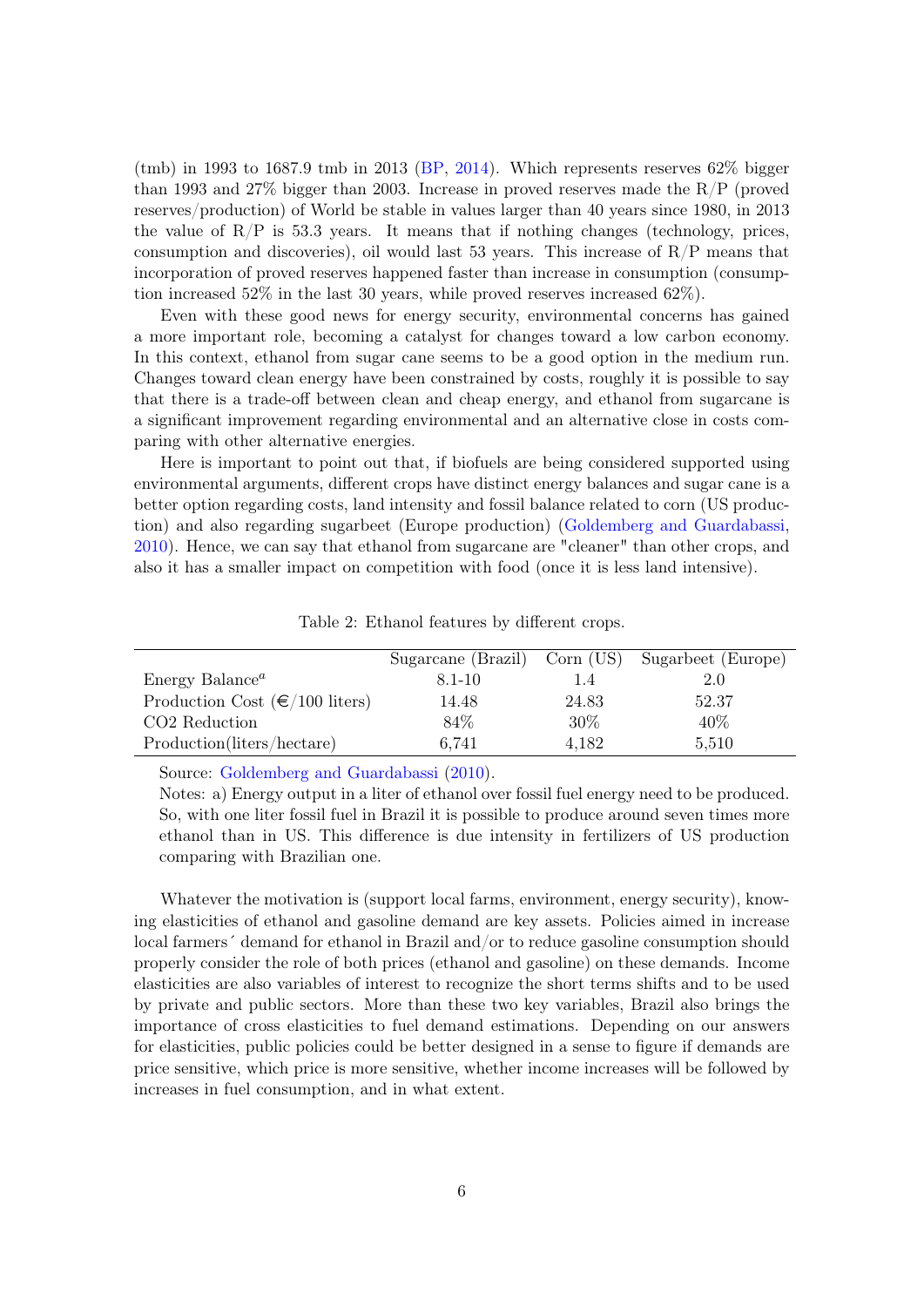(tmb) in 1993 to 1687.9 tmb in 2013 (BP, 2014). Which represents reserves 62% bigger than 1993 and 27% bigger than 2003. Increase in proved reserves made the R/P (proved reserves/production) of World be stable in values larger than 40 years since 1980, in 2013 the value of R/P is 53.3 years. It means that if nothing changes (technology, prices, consumption and discoveries), oil would last 53 years. This increase of R/P means that incorporation of proved reserves happened faster than increase in consumption (consumption increased 52% in the last 30 years, while proved reserves increased 62%).

Even with these good news for energy security, environmental concerns has gained a more important role, becoming a catalyst for changes toward a low carbon economy. In this context, ethanol from sugar cane seems to be a good option in the medium run. Changes toward clean energy have been constrained by costs, roughly it is possible to say that there is a trade-off between clean and cheap energy, and ethanol from sugarcane is a significant improvement regarding environmental and an alternative close in costs comparing with other alternative energies.

Here is important to point out that, if biofuels are being considered supported using environmental arguments, different crops have distinct energy balances and sugar cane is a better option regarding costs, land intensity and fossil balance related to corn (US production) and also regarding sugarbeet (Europe production) (Goldemberg and Guardabassi, 2010). Hence, we can say that ethanol from sugarcane are "cleaner" than other crops, and also it has a smaller impact on competition with food (once it is less land intensive).

Table 2: Ethanol features by different crops.

| | Sugarcane (Brazil) | Corn (US) | Sugarbeet (Europe) |
|---|---|---|---|
| Energy Balance[a] | 8.1-10 | 1.4 | 2.0 |
| Production Cost (€/100 liters) | 14.48 | 24.83 | 52.37 |
| CO2 Reduction | 84% | 30% | 40% |
| Production(liters/hectare) | 6,741 | 4,182 | 5,510 |

Source: Goldemberg and Guardabassi (2010).

Notes: a) Energy output in a liter of ethanol over fossil fuel energy need to be produced. So, with one liter fossil fuel in Brazil it is possible to produce around seven times more ethanol than in US. This difference is due intensity in fertilizers of US production comparing with Brazilian one.

Whatever the motivation is (support local farms, environment, energy security), knowing elasticities of ethanol and gasoline demand are key assets. Policies aimed in increase local farmers´ demand for ethanol in Brazil and/or to reduce gasoline consumption should properly consider the role of both prices (ethanol and gasoline) on these demands. Income elasticities are also variables of interest to recognize the short terms shifts and to be used by private and public sectors. More than these two key variables, Brazil also brings the importance of cross elasticities to fuel demand estimations. Depending on our answers for elasticities, public policies could be better designed in a sense to figure if demands are price sensitive, which price is more sensitive, whether income increases will be followed by increases in fuel consumption, and in what extent.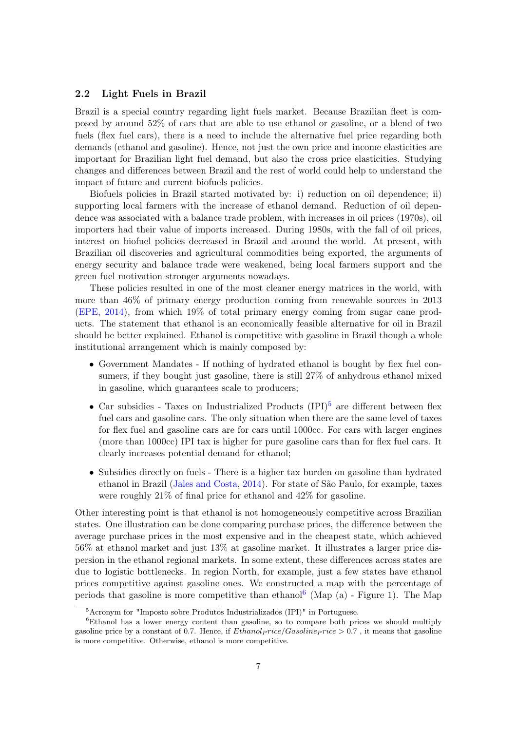### 2.2 Light Fuels in Brazil

Brazil is a special country regarding light fuels market. Because Brazilian fleet is composed by around 52% of cars that are able to use ethanol or gasoline, or a blend of two fuels (flex fuel cars), there is a need to include the alternative fuel price regarding both demands (ethanol and gasoline). Hence, not just the own price and income elasticities are important for Brazilian light fuel demand, but also the cross price elasticities. Studying changes and differences between Brazil and the rest of world could help to understand the impact of future and current biofuels policies.

Biofuels policies in Brazil started motivated by: i) reduction on oil dependence; ii) supporting local farmers with the increase of ethanol demand. Reduction of oil dependence was associated with a balance trade problem, with increases in oil prices (1970s), oil importers had their value of imports increased. During 1980s, with the fall of oil prices, interest on biofuel policies decreased in Brazil and around the world. At present, with Brazilian oil discoveries and agricultural commodities being exported, the arguments of energy security and balance trade were weakened, being local farmers support and the green fuel motivation stronger arguments nowadays.

These policies resulted in one of the most cleaner energy matrices in the world, with more than 46% of primary energy production coming from renewable sources in 2013 (EPE, 2014), from which 19% of total primary energy coming from sugar cane products. The statement that ethanol is an economically feasible alternative for oil in Brazil should be better explained. Ethanol is competitive with gasoline in Brazil though a whole institutional arrangement which is mainly composed by:

- Government Mandates - If nothing of hydrated ethanol is bought by flex fuel consumers, if they bought just gasoline, there is still 27% of anhydrous ethanol mixed in gasoline, which guarantees scale to producers;
- Car subsidies - Taxes on Industrialized Products (IPI)[5] are different between flex fuel cars and gasoline cars. The only situation when there are the same level of taxes for flex fuel and gasoline cars are for cars until 1000cc. For cars with larger engines (more than 1000cc) IPI tax is higher for pure gasoline cars than for flex fuel cars. It clearly increases potential demand for ethanol;
- Subsidies directly on fuels - There is a higher tax burden on gasoline than hydrated ethanol in Brazil (Jales and Costa, 2014). For state of São Paulo, for example, taxes were roughly 21% of final price for ethanol and 42% for gasoline.

Other interesting point is that ethanol is not homogeneously competitive across Brazilian states. One illustration can be done comparing purchase prices, the difference between the average purchase prices in the most expensive and in the cheapest state, which achieved 56% at ethanol market and just 13% at gasoline market. It illustrates a larger price dispersion in the ethanol regional markets. In some extent, these differences across states are due to logistic bottlenecks. In region North, for example, just a few states have ethanol prices competitive against gasoline ones. We constructed a map with the percentage of periods that gasoline is more competitive than ethanol[6] (Map (a) - Figure 1). The Map

[5] Acronym for "Imposto sobre Produtos Industrializados (IPI)" in Portuguese.

[6] Ethanol has a lower energy content than gasoline, so to compare both prices we should multiply gasoline price by a constant of 0.7. Hence, if $Ethanol_Price/Gasoline_Price > 0.7$ , it means that gasoline is more competitive. Otherwise, ethanol is more competitive.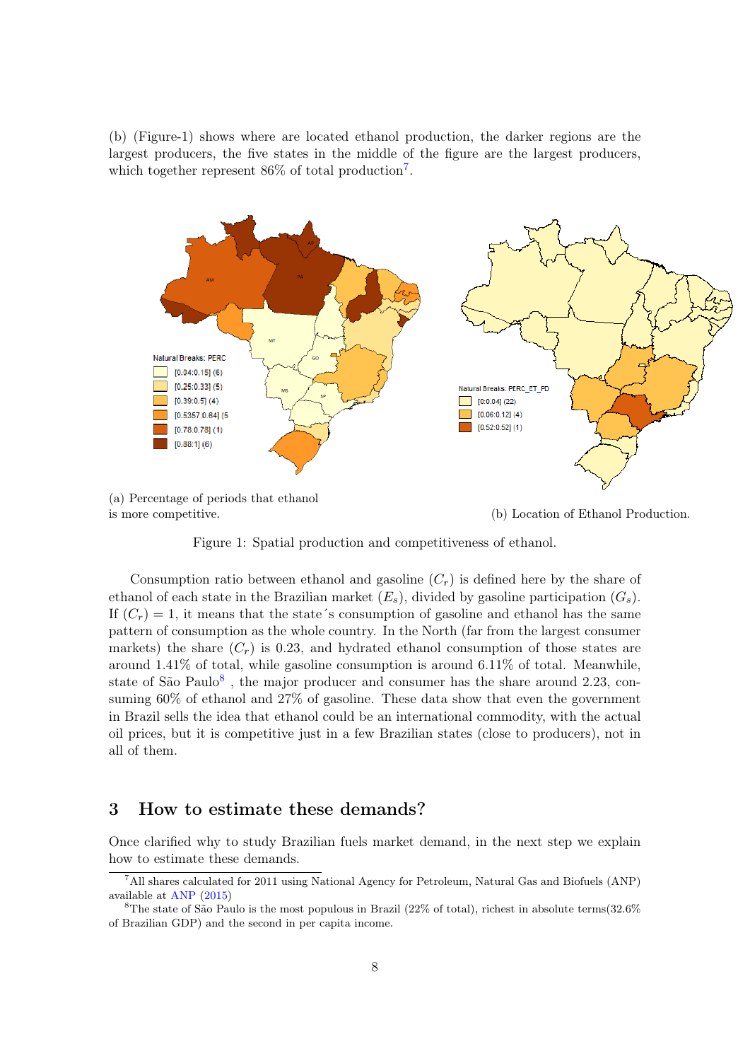(b) (Figure-1) shows where are located ethanol production, the darker regions are the largest producers, the five states in the middle of the figure are the largest producers, which together represent 86% of total production[7].

(a) Percentage of periods that ethanol is more competitive.

(b) Location of Ethanol Production.

Figure 1: Spatial production and competitiveness of ethanol.

Consumption ratio between ethanol and gasoline ($C_r$) is defined here by the share of ethanol of each state in the Brazilian market ($E_s$), divided by gasoline participation ($G_s$). If ($C_r$) = 1, it means that the state´s consumption of gasoline and ethanol has the same pattern of consumption as the whole country. In the North (far from the largest consumer markets) the share ($C_r$) is 0.23, and hydrated ethanol consumption of those states are around 1.41% of total, while gasoline consumption is around 6.11% of total. Meanwhile, state of São Paulo[8] , the major producer and consumer has the share around 2.23, consuming 60% of ethanol and 27% of gasoline. These data show that even the government in Brazil sells the idea that ethanol could be an international commodity, with the actual oil prices, but it is competitive just in a few Brazilian states (close to producers), not in all of them.

## 3 How to estimate these demands?

Once clarified why to study Brazilian fuels market demand, in the next step we explain how to estimate these demands.

[7]All shares calculated for 2011 using National Agency for Petroleum, Natural Gas and Biofuels (ANP) available at ANP (2015)

[8]The state of São Paulo is the most populous in Brazil (22% of total), richest in absolute terms(32.6% of Brazilian GDP) and the second in per capita income.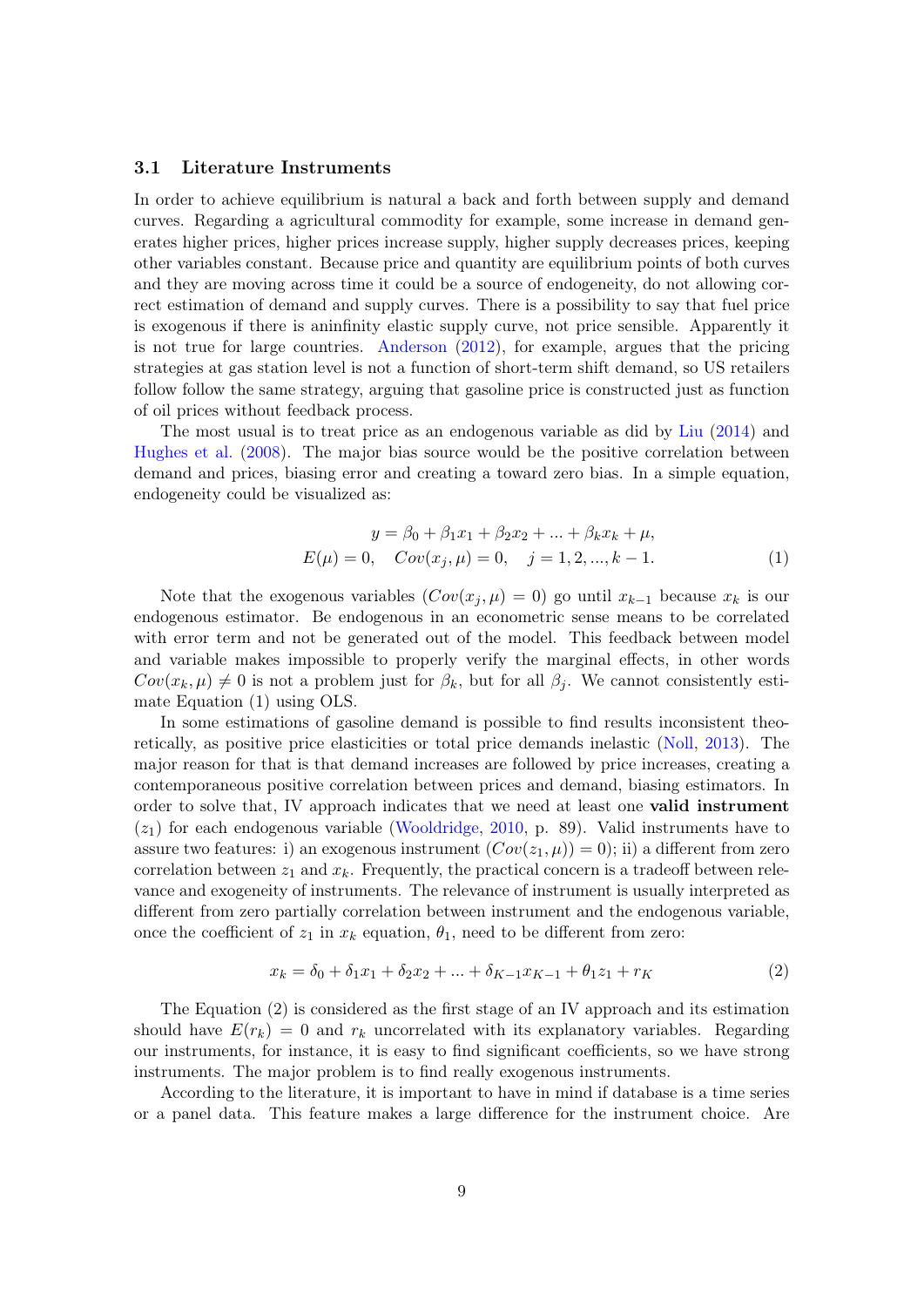### 3.1 Literature Instruments

In order to achieve equilibrium is natural a back and forth between supply and demand curves. Regarding a agricultural commodity for example, some increase in demand generates higher prices, higher prices increase supply, higher supply decreases prices, keeping other variables constant. Because price and quantity are equilibrium points of both curves and they are moving across time it could be a source of endogeneity, do not allowing correct estimation of demand and supply curves. There is a possibility to say that fuel price is exogenous if there is aninfinity elastic supply curve, not price sensible. Apparently it is not true for large countries. Anderson (2012), for example, argues that the pricing strategies at gas station level is not a function of short-term shift demand, so US retailers follow follow the same strategy, arguing that gasoline price is constructed just as function of oil prices without feedback process.

The most usual is to treat price as an endogenous variable as did by Liu (2014) and Hughes et al. (2008). The major bias source would be the positive correlation between demand and prices, biasing error and creating a toward zero bias. In a simple equation, endogeneity could be visualized as:

$$
\begin{aligned}
y = \beta_0 + \beta_1 x_1 + \beta_2 x_2 + ... + \beta_k x_k + \mu, \\
E(\mu) = 0, \quad Cov(x_j, \mu) = 0, \quad j = 1, 2, ..., k-1.
\end{aligned}
\tag{1}
$$

Note that the exogenous variables ($Cov(x_j, \mu) = 0$) go until $x_{k-1}$ because $x_k$ is our endogenous estimator. Be endogenous in an econometric sense means to be correlated with error term and not be generated out of the model. This feedback between model and variable makes impossible to properly verify the marginal effects, in other words $Cov(x_k, \mu) \neq 0$ is not a problem just for $\beta_k$, but for all $\beta_j$. We cannot consistently estimate Equation (1) using OLS.

In some estimations of gasoline demand is possible to find results inconsistent theoretically, as positive price elasticities or total price demands inelastic (Noll, 2013). The major reason for that is that demand increases are followed by price increases, creating a contemporaneous positive correlation between prices and demand, biasing estimators. In order to solve that, IV approach indicates that we need at least one **valid instrument** ($z_1$) for each endogenous variable (Wooldridge, 2010, p. 89). Valid instruments have to assure two features: i) an exogenous instrument ($Cov(z_1, \mu)) = 0$); ii) a different from zero correlation between $z_1$ and $x_k$. Frequently, the practical concern is a tradeoff between relevance and exogeneity of instruments. The relevance of instrument is usually interpreted as different from zero partially correlation between instrument and the endogenous variable, once the coefficient of $z_1$ in $x_k$ equation, $\theta_1$, need to be different from zero:

$$
x_k = \delta_0 + \delta_1 x_1 + \delta_2 x_2 + ... + \delta_{K-1} x_{K-1} + \theta_1 z_1 + r_K \tag{2}
$$

The Equation (2) is considered as the first stage of an IV approach and its estimation should have $E(r_k) = 0$ and $r_k$ uncorrelated with its explanatory variables. Regarding our instruments, for instance, it is easy to find significant coefficients, so we have strong instruments. The major problem is to find really exogenous instruments.

According to the literature, it is important to have in mind if database is a time series or a panel data. This feature makes a large difference for the instrument choice. Are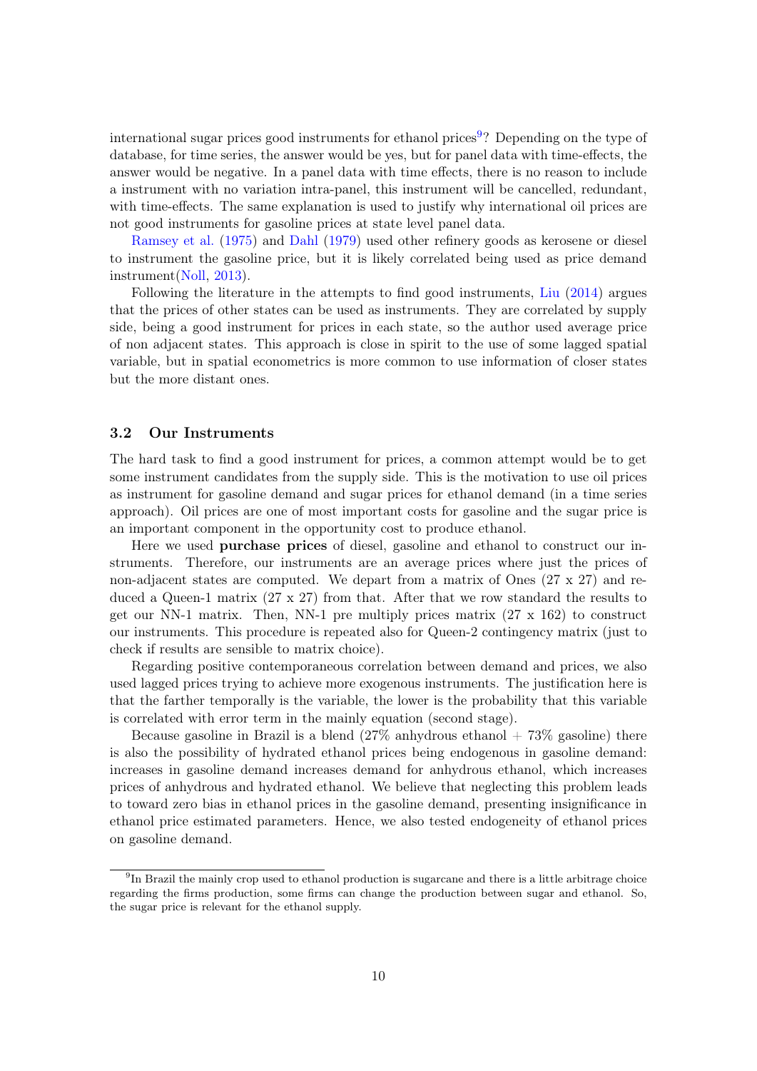international sugar prices good instruments for ethanol prices[9]? Depending on the type of database, for time series, the answer would be yes, but for panel data with time-effects, the answer would be negative. In a panel data with time effects, there is no reason to include a instrument with no variation intra-panel, this instrument will be cancelled, redundant, with time-effects. The same explanation is used to justify why international oil prices are not good instruments for gasoline prices at state level panel data.

Ramsey et al. (1975) and Dahl (1979) used other refinery goods as kerosene or diesel to instrument the gasoline price, but it is likely correlated being used as price demand instrument(Noll, 2013).

Following the literature in the attempts to find good instruments, Liu (2014) argues that the prices of other states can be used as instruments. They are correlated by supply side, being a good instrument for prices in each state, so the author used average price of non adjacent states. This approach is close in spirit to the use of some lagged spatial variable, but in spatial econometrics is more common to use information of closer states but the more distant ones.

### 3.2 Our Instruments

The hard task to find a good instrument for prices, a common attempt would be to get some instrument candidates from the supply side. This is the motivation to use oil prices as instrument for gasoline demand and sugar prices for ethanol demand (in a time series approach). Oil prices are one of most important costs for gasoline and the sugar price is an important component in the opportunity cost to produce ethanol.

Here we used **purchase prices** of diesel, gasoline and ethanol to construct our instruments. Therefore, our instruments are an average prices where just the prices of non-adjacent states are computed. We depart from a matrix of Ones (27 x 27) and reduced a Queen-1 matrix (27 x 27) from that. After that we row standard the results to get our NN-1 matrix. Then, NN-1 pre multiply prices matrix (27 x 162) to construct our instruments. This procedure is repeated also for Queen-2 contingency matrix (just to check if results are sensible to matrix choice).

Regarding positive contemporaneous correlation between demand and prices, we also used lagged prices trying to achieve more exogenous instruments. The justification here is that the farther temporally is the variable, the lower is the probability that this variable is correlated with error term in the mainly equation (second stage).

Because gasoline in Brazil is a blend (27% anhydrous ethanol + 73% gasoline) there is also the possibility of hydrated ethanol prices being endogenous in gasoline demand: increases in gasoline demand increases demand for anhydrous ethanol, which increases prices of anhydrous and hydrated ethanol. We believe that neglecting this problem leads to toward zero bias in ethanol prices in the gasoline demand, presenting insignificance in ethanol price estimated parameters. Hence, we also tested endogeneity of ethanol prices on gasoline demand.

[9] In Brazil the mainly crop used to ethanol production is sugarcane and there is a little arbitrage choice regarding the firms production, some firms can change the production between sugar and ethanol. So, the sugar price is relevant for the ethanol supply.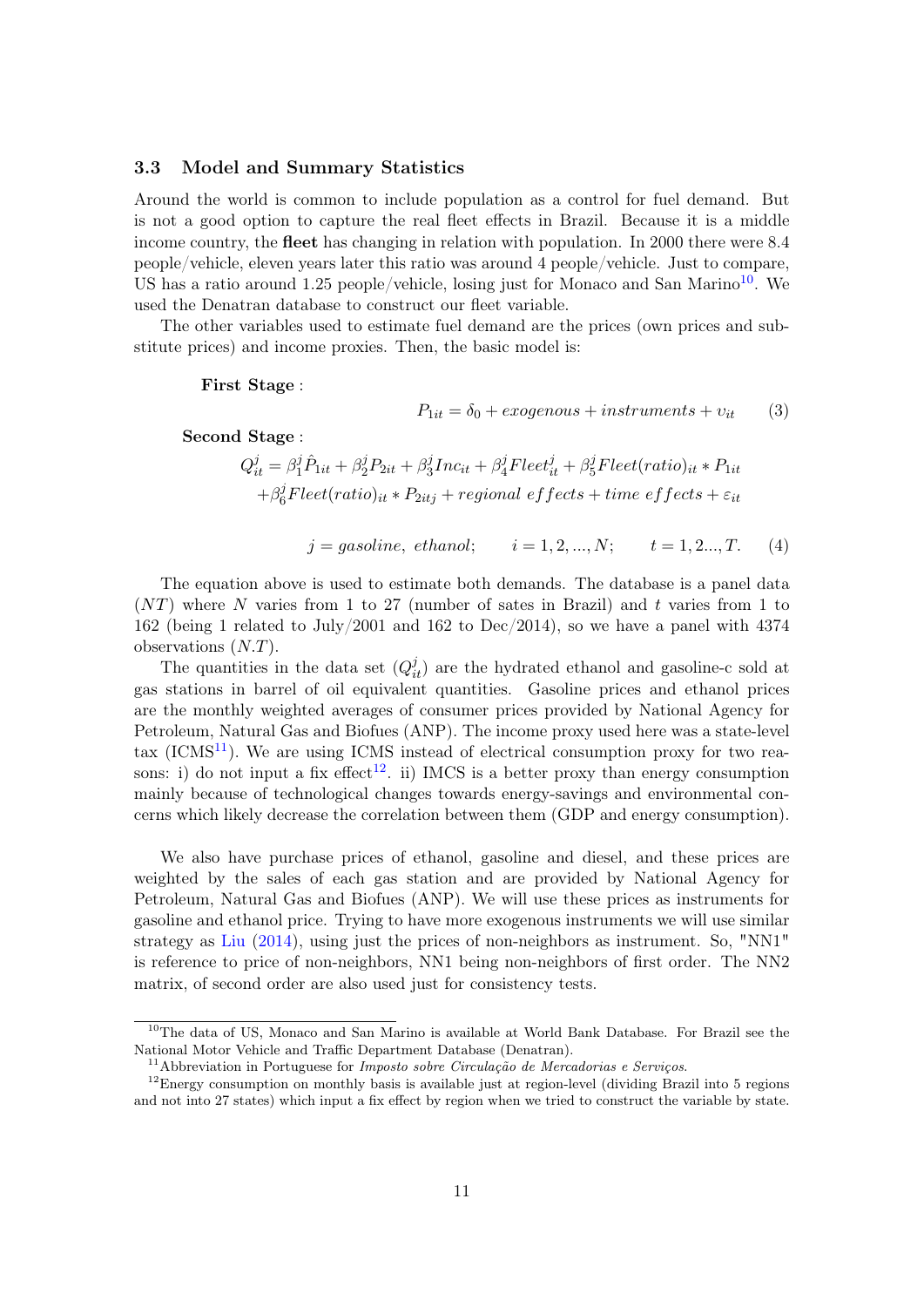### 3.3 Model and Summary Statistics

Around the world is common to include population as a control for fuel demand. But is not a good option to capture the real fleet effects in Brazil. Because it is a middle income country, the **fleet** has changing in relation with population. In 2000 there were 8.4 people/vehicle, eleven years later this ratio was around 4 people/vehicle. Just to compare, US has a ratio around 1.25 people/vehicle, losing just for Monaco and San Marino[10]. We used the Denatran database to construct our fleet variable.

The other variables used to estimate fuel demand are the prices (own prices and substitute prices) and income proxies. Then, the basic model is:

**First Stage** :

$$P_{1it} = \delta_0 + exogenous + instruments + \upsilon_{it} \qquad (3)$$

**Second Stage** :

$$Q^j_{it} = \beta^j_1 \hat{P}_{1it} + \beta^j_2 P_{2it} + \beta^j_3 Inc_{it} + \beta^j_4 Fleet^j_{it} + \beta^j_5 Fleet(ratio)_{it} * P_{1it}$$
$$+ \beta^j_6 Fleet(ratio)_{it} * P_{2itj} + regional\ effects + time\ effects + \varepsilon_{it}$$

$$j = gasoline,\ ethanol; \qquad i = 1, 2, ..., N; \qquad t = 1, 2..., T. \qquad (4)$$

The equation above is used to estimate both demands. The database is a panel data ($NT$) where $N$ varies from 1 to 27 (number of sates in Brazil) and $t$ varies from 1 to 162 (being 1 related to July/2001 and 162 to Dec/2014), so we have a panel with 4374 observations ($N.T$).

The quantities in the data set ($Q^j_{it}$) are the hydrated ethanol and gasoline-c sold at gas stations in barrel of oil equivalent quantities. Gasoline prices and ethanol prices are the monthly weighted averages of consumer prices provided by National Agency for Petroleum, Natural Gas and Biofues (ANP). The income proxy used here was a state-level tax (ICMS[11]). We are using ICMS instead of electrical consumption proxy for two reasons: i) do not input a fix effect[12]. ii) IMCS is a better proxy than energy consumption mainly because of technological changes towards energy-savings and environmental concerns which likely decrease the correlation between them (GDP and energy consumption).

We also have purchase prices of ethanol, gasoline and diesel, and these prices are weighted by the sales of each gas station and are provided by National Agency for Petroleum, Natural Gas and Biofues (ANP). We will use these prices as instruments for gasoline and ethanol price. Trying to have more exogenous instruments we will use similar strategy as Liu (2014), using just the prices of non-neighbors as instrument. So, "NN1" is reference to price of non-neighbors, NN1 being non-neighbors of first order. The NN2 matrix, of second order are also used just for consistency tests.

[10] The data of US, Monaco and San Marino is available at World Bank Database. For Brazil see the National Motor Vehicle and Traffic Department Database (Denatran).

[11] Abbreviation in Portuguese for *Imposto sobre Circulação de Mercadorias e Serviços*.

[12] Energy consumption on monthly basis is available just at region-level (dividing Brazil into 5 regions and not into 27 states) which input a fix effect by region when we tried to construct the variable by state.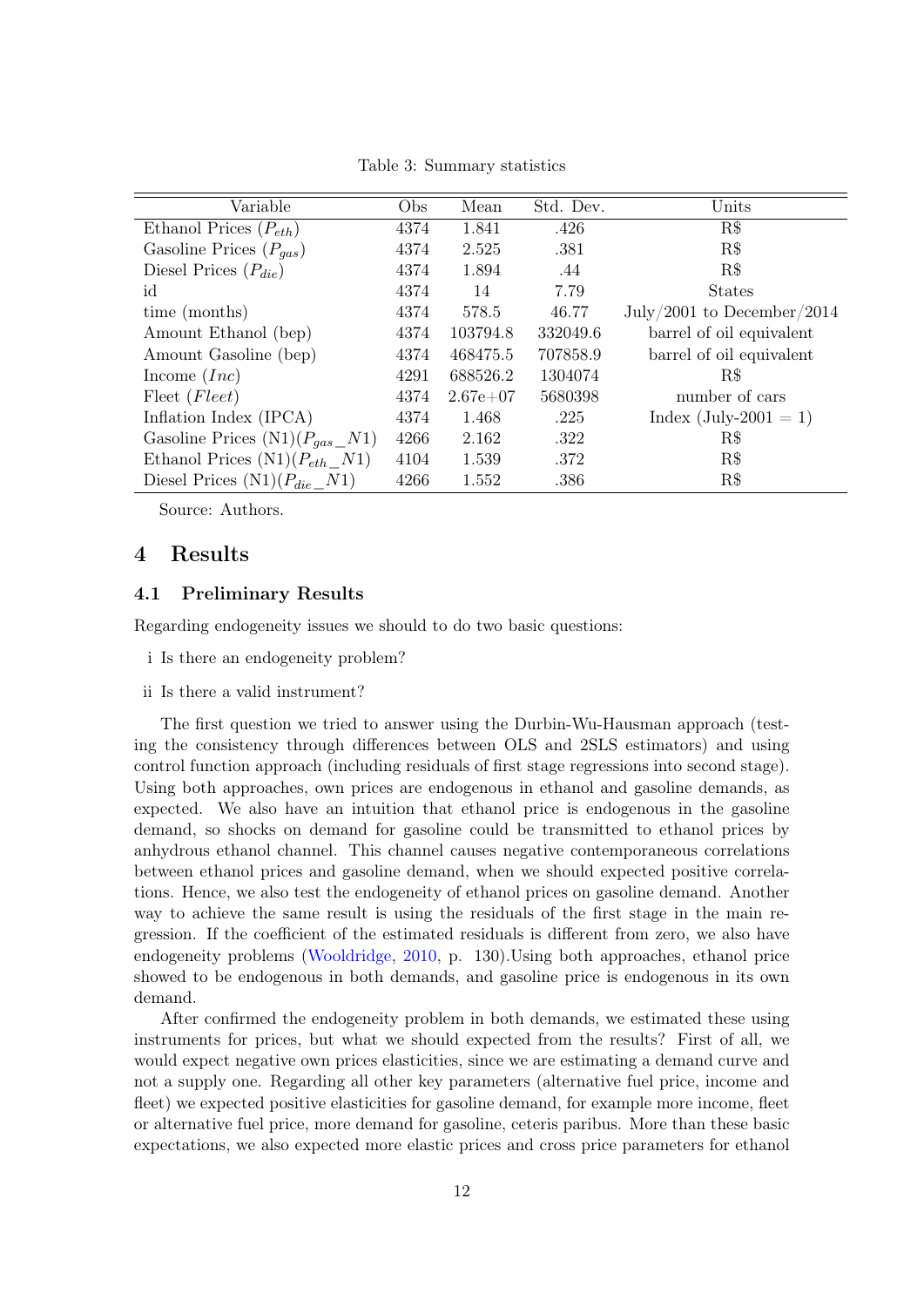Table 3: Summary statistics

| Variable | Obs | Mean | Std. Dev. | Units |
|---|---|---|---|---|
| Ethanol Prices ($P_{eth}$) | 4374 | 1.841 | .426 | R$ |
| Gasoline Prices ($P_{gas}$) | 4374 | 2.525 | .381 | R$ |
| Diesel Prices ($P_{die}$) | 4374 | 1.894 | .44 | R$ |
| id | 4374 | 14 | 7.79 | States |
| time (months) | 4374 | 578.5 | 46.77 | July/2001 to December/2014 |
| Amount Ethanol (bep) | 4374 | 103794.8 | 332049.6 | barrel of oil equivalent |
| Amount Gasoline (bep) | 4374 | 468475.5 | 707858.9 | barrel of oil equivalent |
| Income ($Inc$) | 4291 | 688526.2 | 1304074 | R$ |
| Fleet ($Fleet$) | 4374 | 2.67e+07 | 5680398 | number of cars |
| Inflation Index (IPCA) | 4374 | 1.468 | .225 | Index (July-2001 = 1) |
| Gasoline Prices (N1)($P_{gas}\_N1$) | 4266 | 2.162 | .322 | R$ |
| Ethanol Prices (N1)($P_{eth}\_N1$) | 4104 | 1.539 | .372 | R$ |
| Diesel Prices (N1)($P_{die}\_N1$) | 4266 | 1.552 | .386 | R$ |

Source: Authors.

## 4 Results

### 4.1 Preliminary Results

Regarding endogeneity issues we should to do two basic questions:

i Is there an endogeneity problem?

ii Is there a valid instrument?

The first question we tried to answer using the Durbin-Wu-Hausman approach (testing the consistency through differences between OLS and 2SLS estimators) and using control function approach (including residuals of first stage regressions into second stage). Using both approaches, own prices are endogenous in ethanol and gasoline demands, as expected. We also have an intuition that ethanol price is endogenous in the gasoline demand, so shocks on demand for gasoline could be transmitted to ethanol prices by anhydrous ethanol channel. This channel causes negative contemporaneous correlations between ethanol prices and gasoline demand, when we should expected positive correlations. Hence, we also test the endogeneity of ethanol prices on gasoline demand. Another way to achieve the same result is using the residuals of the first stage in the main regression. If the coefficient of the estimated residuals is different from zero, we also have endogeneity problems (Wooldridge, 2010, p. 130).Using both approaches, ethanol price showed to be endogenous in both demands, and gasoline price is endogenous in its own demand.

After confirmed the endogeneity problem in both demands, we estimated these using instruments for prices, but what we should expected from the results? First of all, we would expect negative own prices elasticities, since we are estimating a demand curve and not a supply one. Regarding all other key parameters (alternative fuel price, income and fleet) we expected positive elasticities for gasoline demand, for example more income, fleet or alternative fuel price, more demand for gasoline, ceteris paribus. More than these basic expectations, we also expected more elastic prices and cross price parameters for ethanol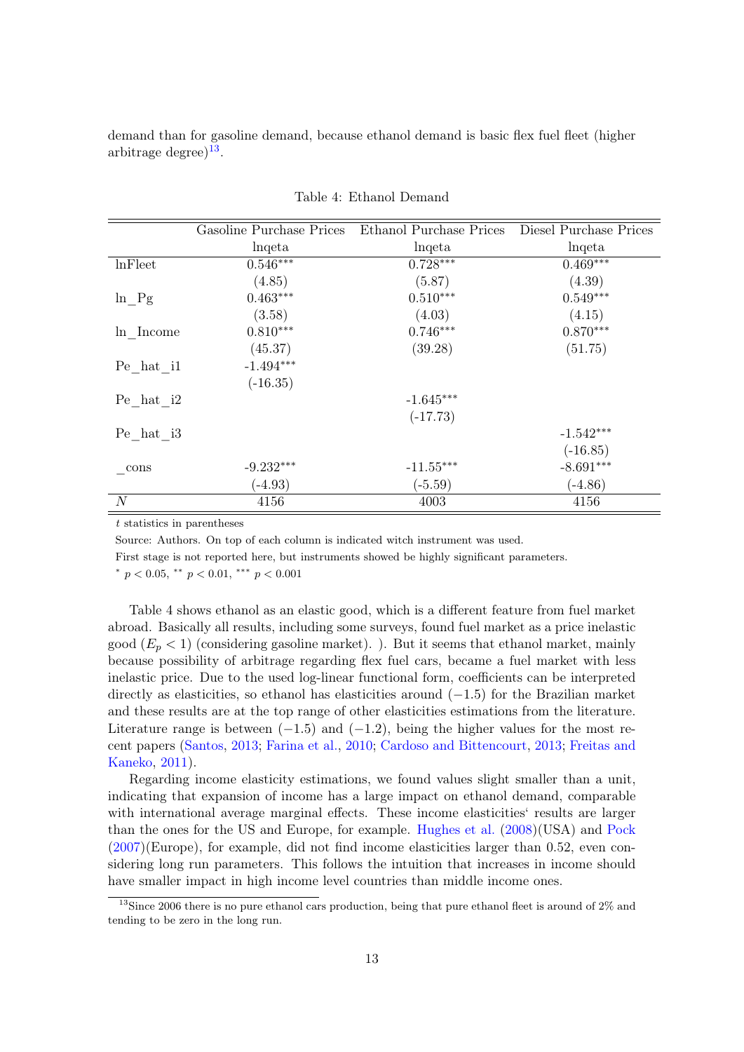demand than for gasoline demand, because ethanol demand is basic flex fuel fleet (higher arbitrage degree)[13].

Table 4: Ethanol Demand

| | Gasoline Purchase Prices | Ethanol Purchase Prices | Diesel Purchase Prices |
|---|---|---|---|
| | lnqeta | lnqeta | lnqeta |
| lnFleet | 0.546*** | 0.728*** | 0.469*** |
| | (4.85) | (5.87) | (4.39) |
| ln_Pg | 0.463*** | 0.510*** | 0.549*** |
| | (3.58) | (4.03) | (4.15) |
| ln_Income | 0.810*** | 0.746*** | 0.870*** |
| | (45.37) | (39.28) | (51.75) |
| Pe_hat_i1 | -1.494*** | | |
| | (-16.35) | | |
| Pe_hat_i2 | | -1.645*** | |
| | | (-17.73) | |
| Pe_hat_i3 | | | -1.542*** |
| | | | (-16.85) |
| _cons | -9.232*** | -11.55*** | -8.691*** |
| | (-4.93) | (-5.59) | (-4.86) |
| $N$ | 4156 | 4003 | 4156 |

$t$ statistics in parentheses

Source: Authors. On top of each column is indicated witch instrument was used.

First stage is not reported here, but instruments showed be highly significant parameters.

* $p < 0.05$, ** $p < 0.01$, *** $p < 0.001$

Table 4 shows ethanol as an elastic good, which is a different feature from fuel market abroad. Basically all results, including some surveys, found fuel market as a price inelastic good ($E_p < 1$) (considering gasoline market). ). But it seems that ethanol market, mainly because possibility of arbitrage regarding flex fuel cars, became a fuel market with less inelastic price. Due to the used log-linear functional form, coefficients can be interpreted directly as elasticities, so ethanol has elasticities around $(-1.5)$ for the Brazilian market and these results are at the top range of other elasticities estimations from the literature. Literature range is between $(-1.5)$ and $(-1.2)$, being the higher values for the most recent papers (Santos, 2013; Farina et al., 2010; Cardoso and Bittencourt, 2013; Freitas and Kaneko, 2011).

Regarding income elasticity estimations, we found values slight smaller than a unit, indicating that expansion of income has a large impact on ethanol demand, comparable with international average marginal effects. These income elasticities‘ results are larger than the ones for the US and Europe, for example. Hughes et al. (2008)(USA) and Pock (2007)(Europe), for example, did not find income elasticities larger than 0.52, even considering long run parameters. This follows the intuition that increases in income should have smaller impact in high income level countries than middle income ones.

[13]Since 2006 there is no pure ethanol cars production, being that pure ethanol fleet is around of 2% and tending to be zero in the long run.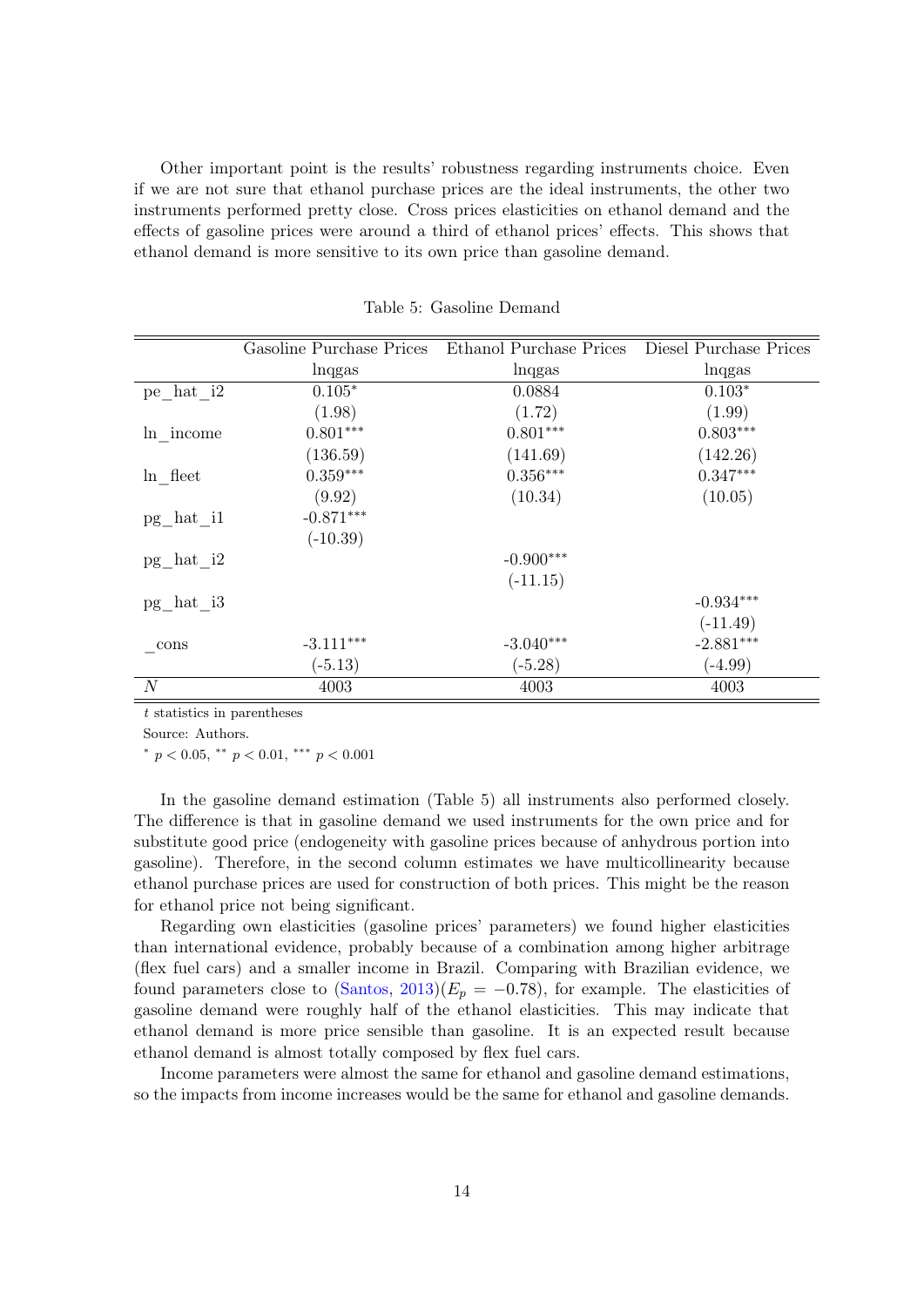Other important point is the results' robustness regarding instruments choice. Even if we are not sure that ethanol purchase prices are the ideal instruments, the other two instruments performed pretty close. Cross prices elasticities on ethanol demand and the effects of gasoline prices were around a third of ethanol prices' effects. This shows that ethanol demand is more sensitive to its own price than gasoline demand.

Table 5: Gasoline Demand

| | Gasoline Purchase Prices | Ethanol Purchase Prices | Diesel Purchase Prices |
|---|---|---|---|
| | lnqgas | lnqgas | lnqgas |
| pe_hat_i2 | $0.105^{*}$ | 0.0884 | $0.103^{*}$ |
| | (1.98) | (1.72) | (1.99) |
| ln_income | $0.801^{***}$ | $0.801^{***}$ | $0.803^{***}$ |
| | (136.59) | (141.69) | (142.26) |
| ln_fleet | $0.359^{***}$ | $0.356^{***}$ | $0.347^{***}$ |
| | (9.92) | (10.34) | (10.05) |
| pg_hat_i1 | $-0.871^{***}$ | | |
| | (-10.39) | | |
| pg_hat_i2 | | $-0.900^{***}$ | |
| | | (-11.15) | |
| pg_hat_i3 | | | $-0.934^{***}$ |
| | | | (-11.49) |
| _cons | $-3.111^{***}$ | $-3.040^{***}$ | $-2.881^{***}$ |
| | (-5.13) | (-5.28) | (-4.99) |
| $N$ | 4003 | 4003 | 4003 |

$t$ statistics in parentheses

Source: Authors.

$^{*}$ $p < 0.05$, $^{**}$ $p < 0.01$, $^{***}$ $p < 0.001$

In the gasoline demand estimation (Table 5) all instruments also performed closely. The difference is that in gasoline demand we used instruments for the own price and for substitute good price (endogeneity with gasoline prices because of anhydrous portion into gasoline). Therefore, in the second column estimates we have multicollinearity because ethanol purchase prices are used for construction of both prices. This might be the reason for ethanol price not being significant.

Regarding own elasticities (gasoline prices' parameters) we found higher elasticities than international evidence, probably because of a combination among higher arbitrage (flex fuel cars) and a smaller income in Brazil. Comparing with Brazilian evidence, we found parameters close to (Santos, 2013)($E_p = -0.78$), for example. The elasticities of gasoline demand were roughly half of the ethanol elasticities. This may indicate that ethanol demand is more price sensible than gasoline. It is an expected result because ethanol demand is almost totally composed by flex fuel cars.

Income parameters were almost the same for ethanol and gasoline demand estimations, so the impacts from income increases would be the same for ethanol and gasoline demands.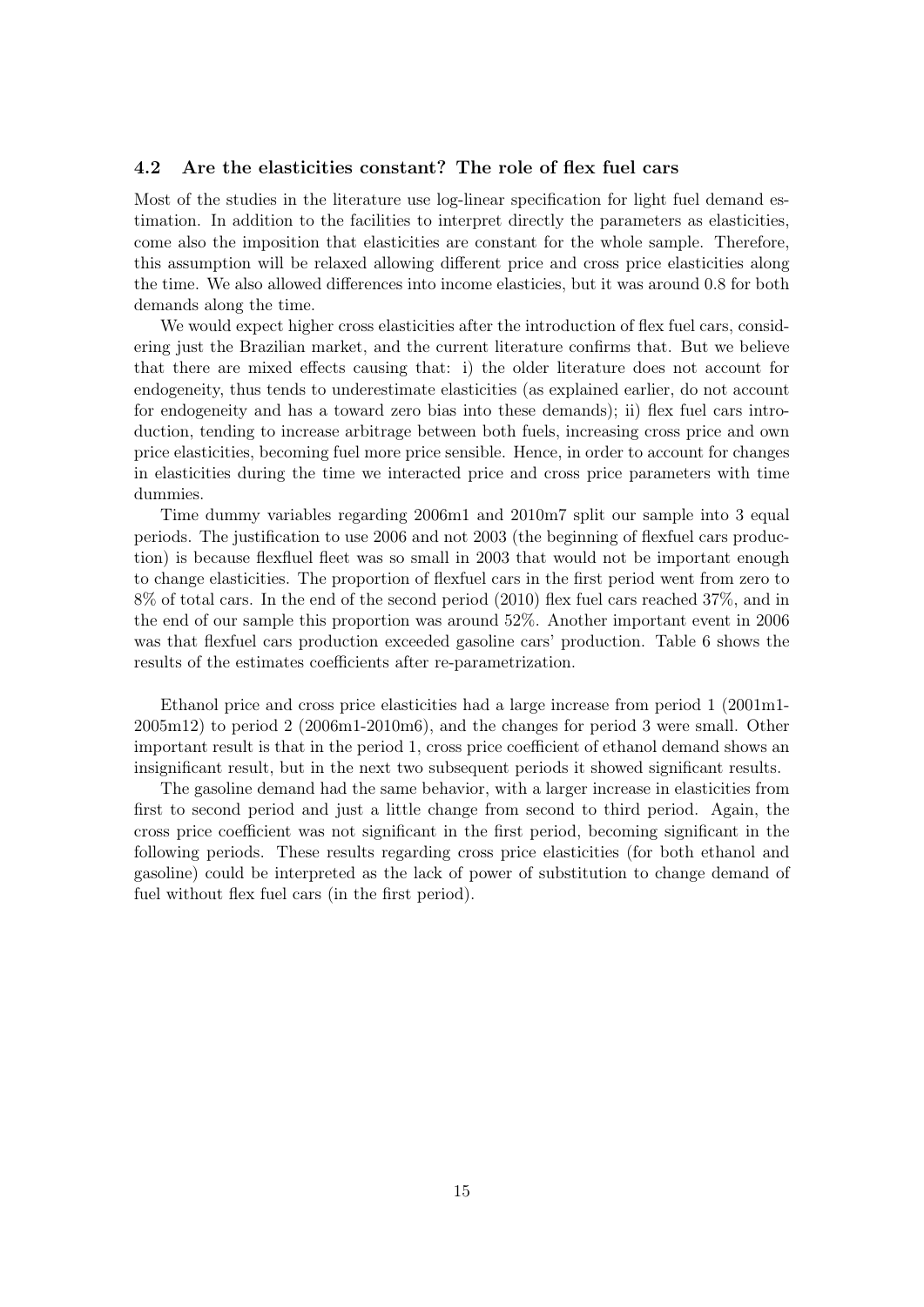### 4.2 Are the elasticities constant? The role of flex fuel cars

Most of the studies in the literature use log-linear specification for light fuel demand estimation. In addition to the facilities to interpret directly the parameters as elasticities, come also the imposition that elasticities are constant for the whole sample. Therefore, this assumption will be relaxed allowing different price and cross price elasticities along the time. We also allowed differences into income elasticies, but it was around 0.8 for both demands along the time.

We would expect higher cross elasticities after the introduction of flex fuel cars, considering just the Brazilian market, and the current literature confirms that. But we believe that there are mixed effects causing that: i) the older literature does not account for endogeneity, thus tends to underestimate elasticities (as explained earlier, do not account for endogeneity and has a toward zero bias into these demands); ii) flex fuel cars introduction, tending to increase arbitrage between both fuels, increasing cross price and own price elasticities, becoming fuel more price sensible. Hence, in order to account for changes in elasticities during the time we interacted price and cross price parameters with time dummies.

Time dummy variables regarding 2006m1 and 2010m7 split our sample into 3 equal periods. The justification to use 2006 and not 2003 (the beginning of flexfuel cars production) is because flexfluel fleet was so small in 2003 that would not be important enough to change elasticities. The proportion of flexfuel cars in the first period went from zero to 8% of total cars. In the end of the second period (2010) flex fuel cars reached 37%, and in the end of our sample this proportion was around 52%. Another important event in 2006 was that flexfuel cars production exceeded gasoline cars' production. Table 6 shows the results of the estimates coefficients after re-parametrization.

Ethanol price and cross price elasticities had a large increase from period 1 (2001m1-2005m12) to period 2 (2006m1-2010m6), and the changes for period 3 were small. Other important result is that in the period 1, cross price coefficient of ethanol demand shows an insignificant result, but in the next two subsequent periods it showed significant results.

The gasoline demand had the same behavior, with a larger increase in elasticities from first to second period and just a little change from second to third period. Again, the cross price coefficient was not significant in the first period, becoming significant in the following periods. These results regarding cross price elasticities (for both ethanol and gasoline) could be interpreted as the lack of power of substitution to change demand of fuel without flex fuel cars (in the first period).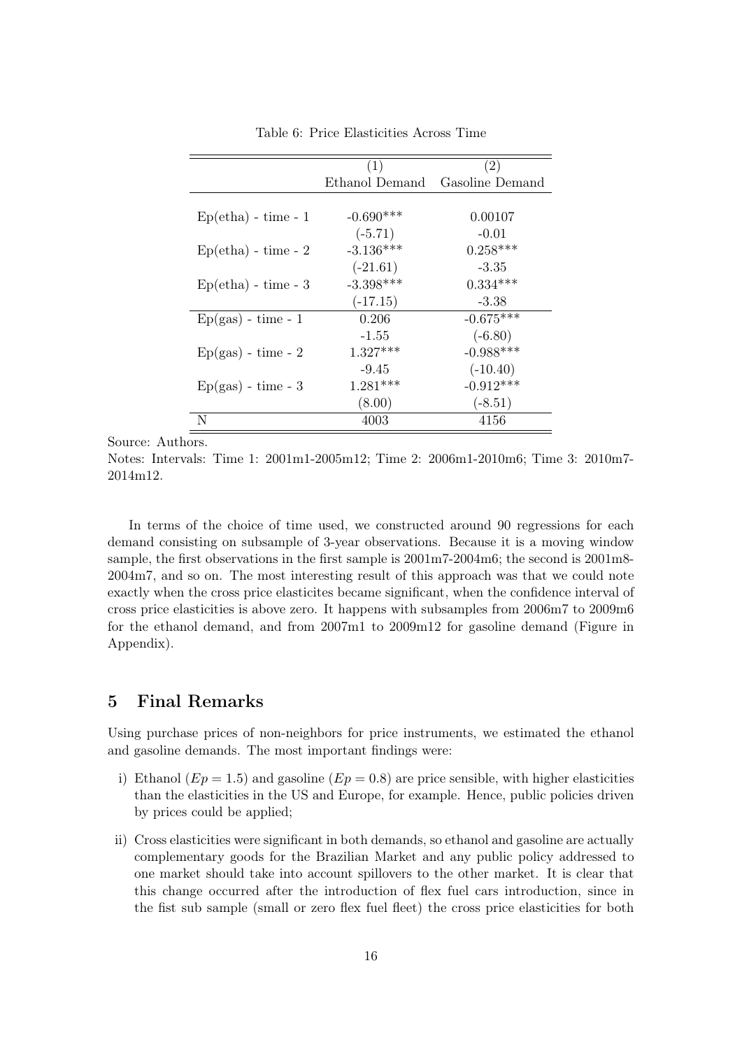Table 6: Price Elasticities Across Time

| | (1) | (2) |
|---|---|---|
| | Ethanol Demand | Gasoline Demand |
| Ep(etha) - time - 1 | -0.690*** | 0.00107 |
| | (-5.71) | -0.01 |
| Ep(etha) - time - 2 | -3.136*** | 0.258*** |
| | (-21.61) | -3.35 |
| Ep(etha) - time - 3 | -3.398*** | 0.334*** |
| | (-17.15) | -3.38 |
| Ep(gas) - time - 1 | 0.206 | -0.675*** |
| | -1.55 | (-6.80) |
| Ep(gas) - time - 2 | 1.327*** | -0.988*** |
| | -9.45 | (-10.40) |
| Ep(gas) - time - 3 | 1.281*** | -0.912*** |
| | (8.00) | (-8.51) |
| N | 4003 | 4156 |

Source: Authors.

Notes: Intervals: Time 1: 2001m1-2005m12; Time 2: 2006m1-2010m6; Time 3: 2010m7-2014m12.

In terms of the choice of time used, we constructed around 90 regressions for each demand consisting on subsample of 3-year observations. Because it is a moving window sample, the first observations in the first sample is 2001m7-2004m6; the second is 2001m8-2004m7, and so on. The most interesting result of this approach was that we could note exactly when the cross price elasticites became significant, when the confidence interval of cross price elasticities is above zero. It happens with subsamples from 2006m7 to 2009m6 for the ethanol demand, and from 2007m1 to 2009m12 for gasoline demand (Figure in Appendix).

## 5 Final Remarks

Using purchase prices of non-neighbors for price instruments, we estimated the ethanol and gasoline demands. The most important findings were:

i) Ethanol ($Ep = 1.5$) and gasoline ($Ep = 0.8$) are price sensible, with higher elasticities than the elasticities in the US and Europe, for example. Hence, public policies driven by prices could be applied;

ii) Cross elasticities were significant in both demands, so ethanol and gasoline are actually complementary goods for the Brazilian Market and any public policy addressed to one market should take into account spillovers to the other market. It is clear that this change occurred after the introduction of flex fuel cars introduction, since in the fist sub sample (small or zero flex fuel fleet) the cross price elasticities for both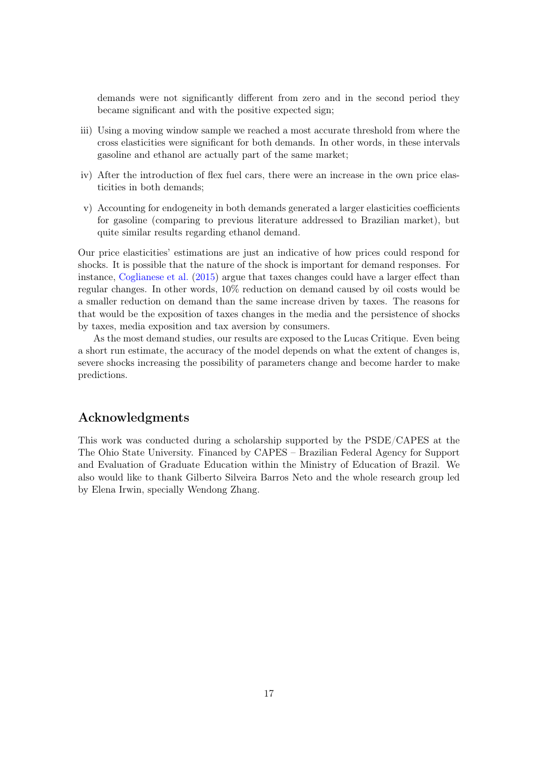demands were not significantly different from zero and in the second period they became significant and with the positive expected sign;

iii) Using a moving window sample we reached a most accurate threshold from where the cross elasticities were significant for both demands. In other words, in these intervals gasoline and ethanol are actually part of the same market;

iv) After the introduction of flex fuel cars, there were an increase in the own price elasticities in both demands;

v) Accounting for endogeneity in both demands generated a larger elasticities coefficients for gasoline (comparing to previous literature addressed to Brazilian market), but quite similar results regarding ethanol demand.

Our price elasticities' estimations are just an indicative of how prices could respond for shocks. It is possible that the nature of the shock is important for demand responses. For instance, Coglianese et al. (2015) argue that taxes changes could have a larger effect than regular changes. In other words, 10% reduction on demand caused by oil costs would be a smaller reduction on demand than the same increase driven by taxes. The reasons for that would be the exposition of taxes changes in the media and the persistence of shocks by taxes, media exposition and tax aversion by consumers.

As the most demand studies, our results are exposed to the Lucas Critique. Even being a short run estimate, the accuracy of the model depends on what the extent of changes is, severe shocks increasing the possibility of parameters change and become harder to make predictions.

## Acknowledgments

This work was conducted during a scholarship supported by the PSDE/CAPES at the The Ohio State University. Financed by CAPES – Brazilian Federal Agency for Support and Evaluation of Graduate Education within the Ministry of Education of Brazil. We also would like to thank Gilberto Silveira Barros Neto and the whole research group led by Elena Irwin, specially Wendong Zhang.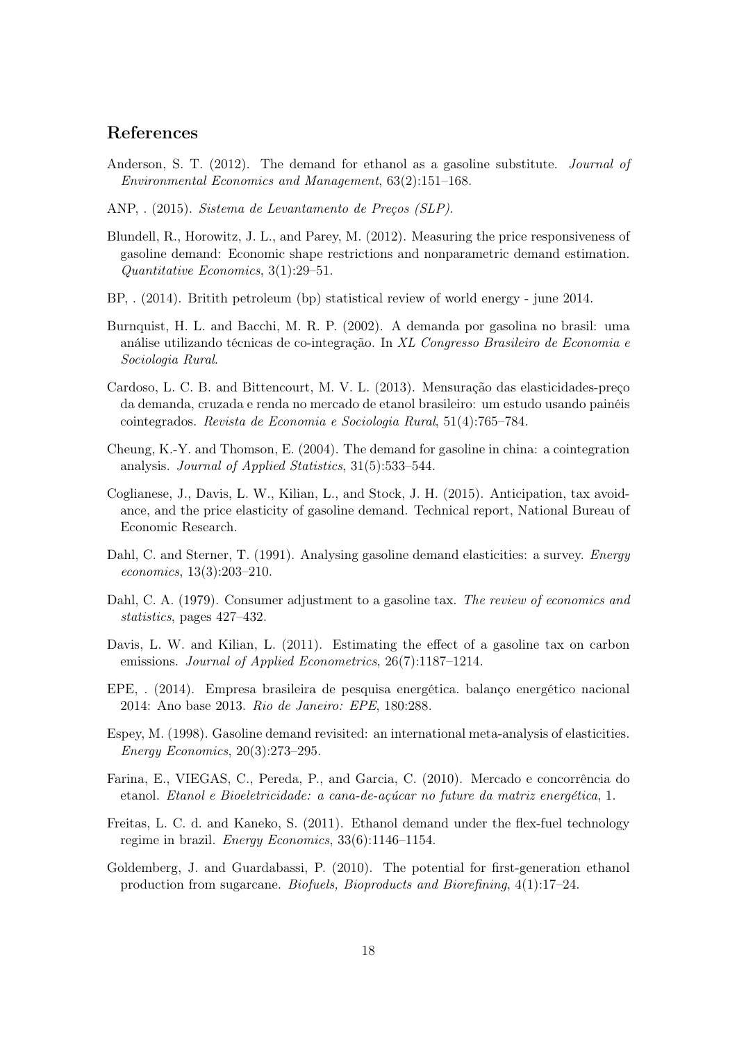## References

Anderson, S. T. (2012). The demand for ethanol as a gasoline substitute. *Journal of Environmental Economics and Management*, 63(2):151–168.

ANP, . (2015). *Sistema de Levantamento de Preços (SLP)*.

Blundell, R., Horowitz, J. L., and Parey, M. (2012). Measuring the price responsiveness of gasoline demand: Economic shape restrictions and nonparametric demand estimation. *Quantitative Economics*, 3(1):29–51.

BP, . (2014). Britith petroleum (bp) statistical review of world energy - june 2014.

Burnquist, H. L. and Bacchi, M. R. P. (2002). A demanda por gasolina no brasil: uma análise utilizando técnicas de co-integração. In *XL Congresso Brasileiro de Economia e Sociologia Rural*.

Cardoso, L. C. B. and Bittencourt, M. V. L. (2013). Mensuração das elasticidades-preço da demanda, cruzada e renda no mercado de etanol brasileiro: um estudo usando painéis cointegrados. *Revista de Economia e Sociologia Rural*, 51(4):765–784.

Cheung, K.-Y. and Thomson, E. (2004). The demand for gasoline in china: a cointegration analysis. *Journal of Applied Statistics*, 31(5):533–544.

Coglianese, J., Davis, L. W., Kilian, L., and Stock, J. H. (2015). Anticipation, tax avoidance, and the price elasticity of gasoline demand. Technical report, National Bureau of Economic Research.

Dahl, C. and Sterner, T. (1991). Analysing gasoline demand elasticities: a survey. *Energy economics*, 13(3):203–210.

Dahl, C. A. (1979). Consumer adjustment to a gasoline tax. *The review of economics and statistics*, pages 427–432.

Davis, L. W. and Kilian, L. (2011). Estimating the effect of a gasoline tax on carbon emissions. *Journal of Applied Econometrics*, 26(7):1187–1214.

EPE, . (2014). Empresa brasileira de pesquisa energética. balanço energético nacional 2014: Ano base 2013. *Rio de Janeiro: EPE*, 180:288.

Espey, M. (1998). Gasoline demand revisited: an international meta-analysis of elasticities. *Energy Economics*, 20(3):273–295.

Farina, E., VIEGAS, C., Pereda, P., and Garcia, C. (2010). Mercado e concorrência do etanol. *Etanol e Bioeletricidade: a cana-de-açúcar no future da matriz energética*, 1.

Freitas, L. C. d. and Kaneko, S. (2011). Ethanol demand under the flex-fuel technology regime in brazil. *Energy Economics*, 33(6):1146–1154.

Goldemberg, J. and Guardabassi, P. (2010). The potential for first-generation ethanol production from sugarcane. *Biofuels, Bioproducts and Biorefining*, 4(1):17–24.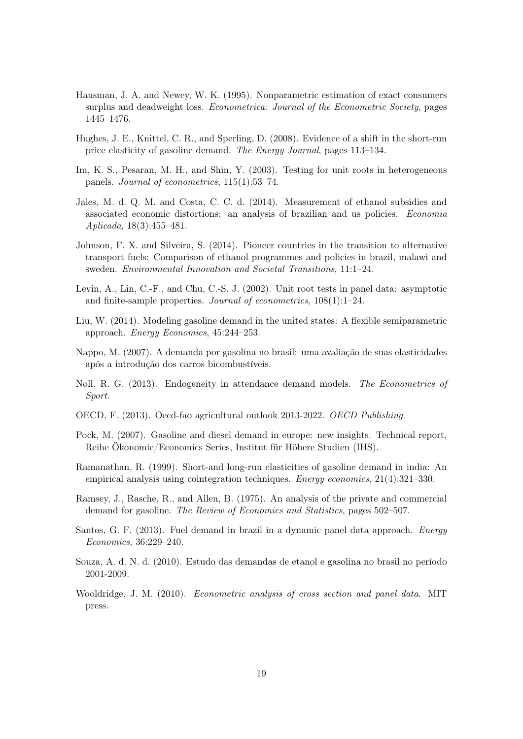Hausman, J. A. and Newey, W. K. (1995). Nonparametric estimation of exact consumers surplus and deadweight loss. *Econometrica: Journal of the Econometric Society*, pages 1445–1476.

Hughes, J. E., Knittel, C. R., and Sperling, D. (2008). Evidence of a shift in the short-run price elasticity of gasoline demand. *The Energy Journal*, pages 113–134.

Im, K. S., Pesaran, M. H., and Shin, Y. (2003). Testing for unit roots in heterogeneous panels. *Journal of econometrics*, 115(1):53–74.

Jales, M. d. Q. M. and Costa, C. C. d. (2014). Measurement of ethanol subsidies and associated economic distortions: an analysis of brazilian and us policies. *Economia Aplicada*, 18(3):455–481.

Johnson, F. X. and Silveira, S. (2014). Pioneer countries in the transition to alternative transport fuels: Comparison of ethanol programmes and policies in brazil, malawi and sweden. *Environmental Innovation and Societal Transitions*, 11:1–24.

Levin, A., Lin, C.-F., and Chu, C.-S. J. (2002). Unit root tests in panel data: asymptotic and finite-sample properties. *Journal of econometrics*, 108(1):1–24.

Liu, W. (2014). Modeling gasoline demand in the united states: A flexible semiparametric approach. *Energy Economics*, 45:244–253.

Nappo, M. (2007). A demanda por gasolina no brasil: uma avaliação de suas elasticidades após a introdução dos carros bicombustíveis.

Noll, R. G. (2013). Endogeneity in attendance demand models. *The Econometrics of Sport*.

OECD, F. (2013). Oecd-fao agricultural outlook 2013-2022. *OECD Publishing*.

Pock, M. (2007). Gasoline and diesel demand in europe: new insights. Technical report, Reihe Ökonomie/Economics Series, Institut für Höhere Studien (IHS).

Ramanathan, R. (1999). Short-and long-run elasticities of gasoline demand in india: An empirical analysis using cointegration techniques. *Energy economics*, 21(4):321–330.

Ramsey, J., Rasche, R., and Allen, B. (1975). An analysis of the private and commercial demand for gasoline. *The Review of Economics and Statistics*, pages 502–507.

Santos, G. F. (2013). Fuel demand in brazil in a dynamic panel data approach. *Energy Economics*, 36:229–240.

Souza, A. d. N. d. (2010). Estudo das demandas de etanol e gasolina no brasil no período 2001-2009.

Wooldridge, J. M. (2010). *Econometric analysis of cross section and panel data*. MIT press.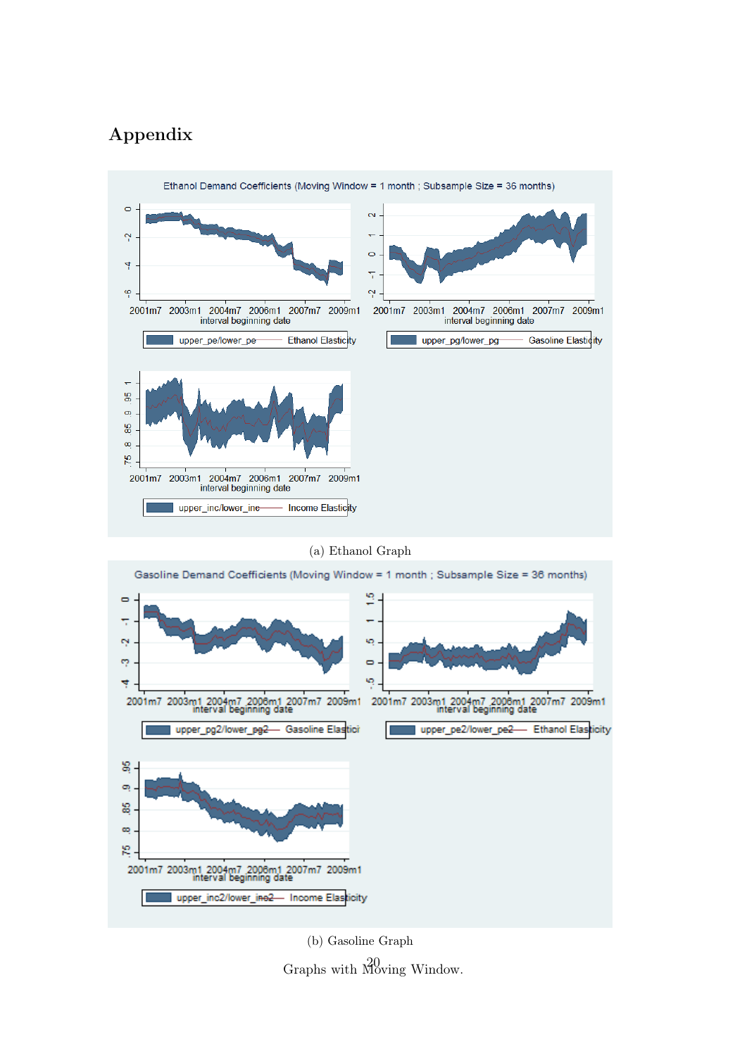# Appendix

Ethanol Demand Coefficients (Moving Window = 1 month ; Subsample Size = 36 months)

0
-2
-4
-6
2001m7 2003m1 2004m7 2006m1 2007m7 2009m1
interval beginning date
upper_pe/lower_pe Ethanol Elasticity

2
1
0
-1
-2
2001m7 2003m1 2004m7 2006m1 2007m7 2009m1
interval beginning date
upper_pg/lower_pg Gasoline Elasticity

1
.95
.9
.85
.8
.75
2001m7 2003m1 2004m7 2006m1 2007m7 2009m1
interval beginning date
upper_inc/lower_inc Income Elasticity

(a) Ethanol Graph

Gasoline Demand Coefficients (Moving Window = 1 month ; Subsample Size = 36 months)

0
-1
-2
-3
-4
2001m7 2003m1 2004m7 2006m1 2007m7 2009m1
interval beginning date
upper_pg2/lower_pg2 Gasoline Elasticity

1.5
1
.5
0
-.5
2001m7 2003m1 2004m7 2006m1 2007m7 2009m1
interval beginning date
upper_pe2/lower_pe2 Ethanol Elasticity

.95
.9
.85
.8
.75
2001m7 2003m1 2004m7 2006m1 2007m7 2009m1
interval beginning date
upper_inc2/lower_inc2 Income Elasticity

(b) Gasoline Graph

Graphs with Moving Window.